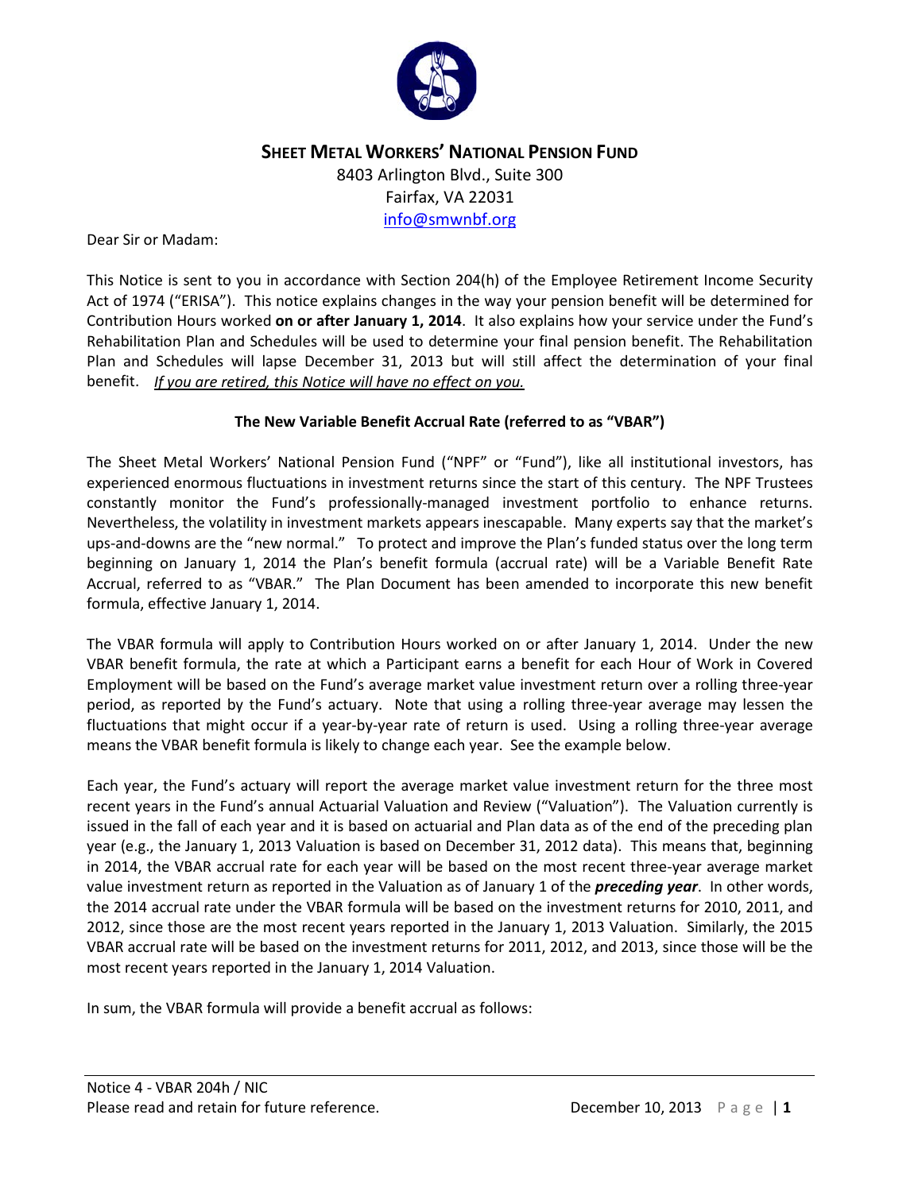## SHEET METAL WORKERS' NATIONAL PENSION FUND

8403 Arlington Blvd., Suite 300
Fairfax, VA 22031
info@smwnbf.org

Dear Sir or Madam:

This Notice is sent to you in accordance with Section 204(h) of the Employee Retirement Income Security Act of 1974 ("ERISA"). This notice explains changes in the way your pension benefit will be determined for Contribution Hours worked **on or after January 1, 2014**. It also explains how your service under the Fund's Rehabilitation Plan and Schedules will be used to determine your final pension benefit. The Rehabilitation Plan and Schedules will lapse December 31, 2013 but will still affect the determination of your final benefit. *If you are retired, this Notice will have no effect on you.*

### The New Variable Benefit Accrual Rate (referred to as "VBAR")

The Sheet Metal Workers' National Pension Fund ("NPF" or "Fund"), like all institutional investors, has experienced enormous fluctuations in investment returns since the start of this century. The NPF Trustees constantly monitor the Fund's professionally-managed investment portfolio to enhance returns. Nevertheless, the volatility in investment markets appears inescapable. Many experts say that the market's ups-and-downs are the "new normal." To protect and improve the Plan's funded status over the long term beginning on January 1, 2014 the Plan's benefit formula (accrual rate) will be a Variable Benefit Rate Accrual, referred to as "VBAR." The Plan Document has been amended to incorporate this new benefit formula, effective January 1, 2014.

The VBAR formula will apply to Contribution Hours worked on or after January 1, 2014. Under the new VBAR benefit formula, the rate at which a Participant earns a benefit for each Hour of Work in Covered Employment will be based on the Fund's average market value investment return over a rolling three-year period, as reported by the Fund's actuary. Note that using a rolling three-year average may lessen the fluctuations that might occur if a year-by-year rate of return is used. Using a rolling three-year average means the VBAR benefit formula is likely to change each year. See the example below.

Each year, the Fund's actuary will report the average market value investment return for the three most recent years in the Fund's annual Actuarial Valuation and Review ("Valuation"). The Valuation currently is issued in the fall of each year and it is based on actuarial and Plan data as of the end of the preceding plan year (e.g., the January 1, 2013 Valuation is based on December 31, 2012 data). This means that, beginning in 2014, the VBAR accrual rate for each year will be based on the most recent three-year average market value investment return as reported in the Valuation as of January 1 of the ***preceding year***. In other words, the 2014 accrual rate under the VBAR formula will be based on the investment returns for 2010, 2011, and 2012, since those are the most recent years reported in the January 1, 2013 Valuation. Similarly, the 2015 VBAR accrual rate will be based on the investment returns for 2011, 2012, and 2013, since those will be the most recent years reported in the January 1, 2014 Valuation.

In sum, the VBAR formula will provide a benefit accrual as follows: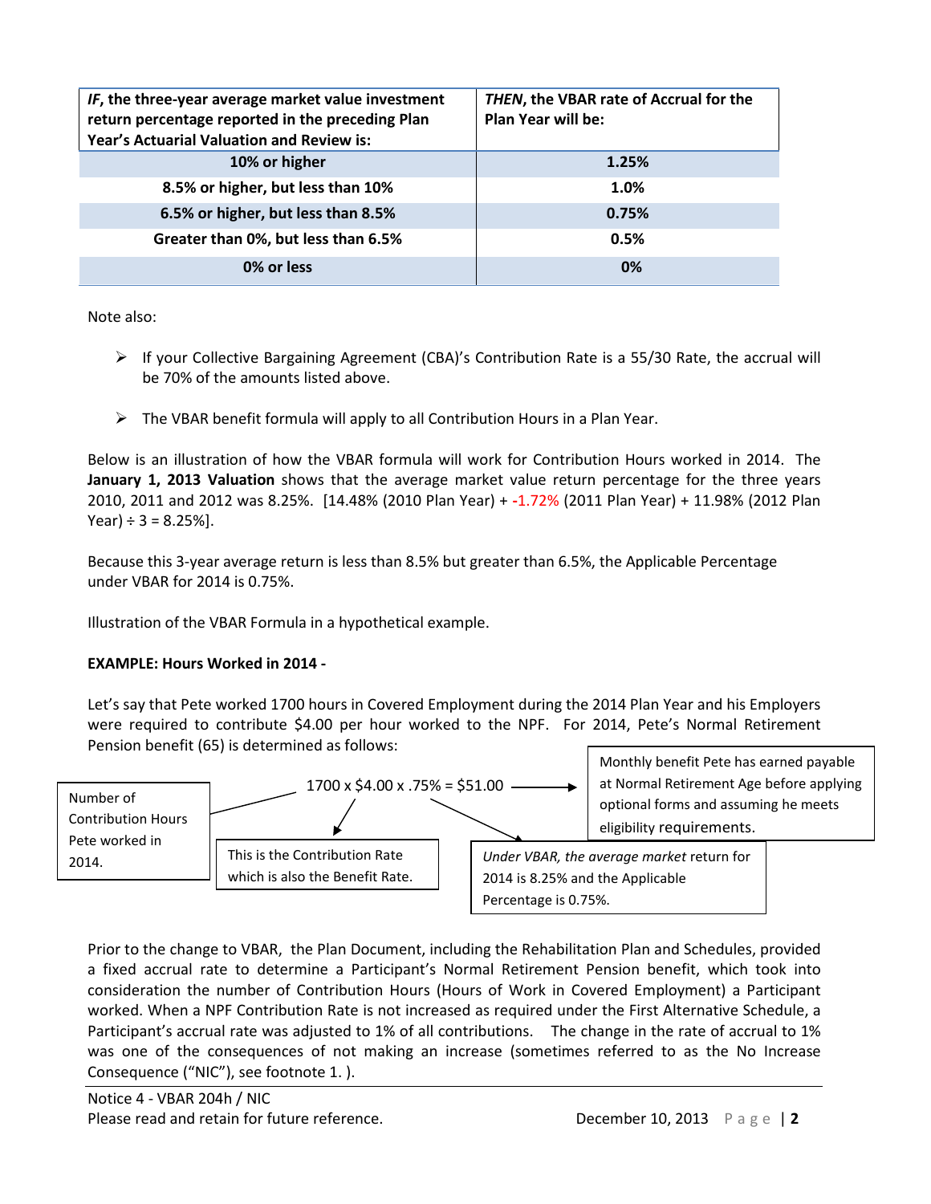| ***IF*, the three-year average market value investment return percentage reported in the preceding Plan Year's Actuarial Valuation and Review is:** | ***THEN*, the VBAR rate of Accrual for the Plan Year will be:** |
|---|---|
| **10% or higher** | **1.25%** |
| **8.5% or higher, but less than 10%** | **1.0%** |
| **6.5% or higher, but less than 8.5%** | **0.75%** |
| **Greater than 0%, but less than 6.5%** | **0.5%** |
| **0% or less** | **0%** |

Note also:

- If your Collective Bargaining Agreement (CBA)'s Contribution Rate is a 55/30 Rate, the accrual will be 70% of the amounts listed above.
- The VBAR benefit formula will apply to all Contribution Hours in a Plan Year.

Below is an illustration of how the VBAR formula will work for Contribution Hours worked in 2014. The **January 1, 2013 Valuation** shows that the average market value return percentage for the three years 2010, 2011 and 2012 was 8.25%. [14.48% (2010 Plan Year) + -1.72% (2011 Plan Year) + 11.98% (2012 Plan Year) ÷ 3 = 8.25%].

Because this 3-year average return is less than 8.5% but greater than 6.5%, the Applicable Percentage under VBAR for 2014 is 0.75%.

Illustration of the VBAR Formula in a hypothetical example.

**EXAMPLE: Hours Worked in 2014 -**

Let's say that Pete worked 1700 hours in Covered Employment during the 2014 Plan Year and his Employers were required to contribute $4.00 per hour worked to the NPF. For 2014, Pete's Normal Retirement Pension benefit (65) is determined as follows:

1700 x $4.00 x .75% = $51.00

- 1700 — Number of Contribution Hours Pete worked in 2014.
- $4.00 — This is the Contribution Rate which is also the Benefit Rate.
- .75% — *Under VBAR, the average market* return for 2014 is 8.25% and the Applicable Percentage is 0.75%.
- $51.00 — Monthly benefit Pete has earned payable at Normal Retirement Age before applying optional forms and assuming he meets eligibility requirements.

Prior to the change to VBAR, the Plan Document, including the Rehabilitation Plan and Schedules, provided a fixed accrual rate to determine a Participant's Normal Retirement Pension benefit, which took into consideration the number of Contribution Hours (Hours of Work in Covered Employment) a Participant worked. When a NPF Contribution Rate is not increased as required under the First Alternative Schedule, a Participant's accrual rate was adjusted to 1% of all contributions. The change in the rate of accrual to 1% was one of the consequences of not making an increase (sometimes referred to as the No Increase Consequence ("NIC"), see footnote 1. ).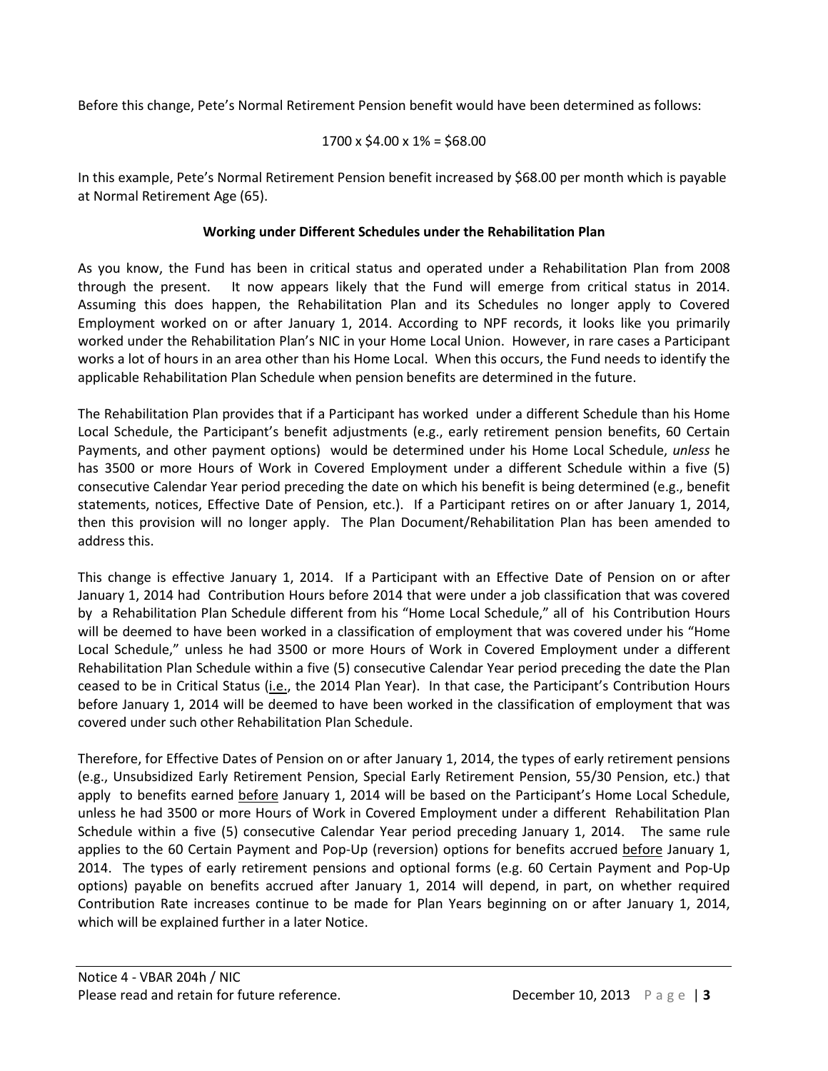Before this change, Pete's Normal Retirement Pension benefit would have been determined as follows:

1700 x $4.00 x 1% = $68.00

In this example, Pete's Normal Retirement Pension benefit increased by $68.00 per month which is payable at Normal Retirement Age (65).

**Working under Different Schedules under the Rehabilitation Plan**

As you know, the Fund has been in critical status and operated under a Rehabilitation Plan from 2008 through the present. It now appears likely that the Fund will emerge from critical status in 2014. Assuming this does happen, the Rehabilitation Plan and its Schedules no longer apply to Covered Employment worked on or after January 1, 2014. According to NPF records, it looks like you primarily worked under the Rehabilitation Plan's NIC in your Home Local Union. However, in rare cases a Participant works a lot of hours in an area other than his Home Local. When this occurs, the Fund needs to identify the applicable Rehabilitation Plan Schedule when pension benefits are determined in the future.

The Rehabilitation Plan provides that if a Participant has worked under a different Schedule than his Home Local Schedule, the Participant's benefit adjustments (e.g., early retirement pension benefits, 60 Certain Payments, and other payment options) would be determined under his Home Local Schedule, *unless* he has 3500 or more Hours of Work in Covered Employment under a different Schedule within a five (5) consecutive Calendar Year period preceding the date on which his benefit is being determined (e.g., benefit statements, notices, Effective Date of Pension, etc.). If a Participant retires on or after January 1, 2014, then this provision will no longer apply. The Plan Document/Rehabilitation Plan has been amended to address this.

This change is effective January 1, 2014. If a Participant with an Effective Date of Pension on or after January 1, 2014 had Contribution Hours before 2014 that were under a job classification that was covered by a Rehabilitation Plan Schedule different from his "Home Local Schedule," all of his Contribution Hours will be deemed to have been worked in a classification of employment that was covered under his "Home Local Schedule," unless he had 3500 or more Hours of Work in Covered Employment under a different Rehabilitation Plan Schedule within a five (5) consecutive Calendar Year period preceding the date the Plan ceased to be in Critical Status (i.e., the 2014 Plan Year). In that case, the Participant's Contribution Hours before January 1, 2014 will be deemed to have been worked in the classification of employment that was covered under such other Rehabilitation Plan Schedule.

Therefore, for Effective Dates of Pension on or after January 1, 2014, the types of early retirement pensions (e.g., Unsubsidized Early Retirement Pension, Special Early Retirement Pension, 55/30 Pension, etc.) that apply to benefits earned before January 1, 2014 will be based on the Participant's Home Local Schedule, unless he had 3500 or more Hours of Work in Covered Employment under a different Rehabilitation Plan Schedule within a five (5) consecutive Calendar Year period preceding January 1, 2014. The same rule applies to the 60 Certain Payment and Pop-Up (reversion) options for benefits accrued before January 1, 2014. The types of early retirement pensions and optional forms (e.g. 60 Certain Payment and Pop-Up options) payable on benefits accrued after January 1, 2014 will depend, in part, on whether required Contribution Rate increases continue to be made for Plan Years beginning on or after January 1, 2014, which will be explained further in a later Notice.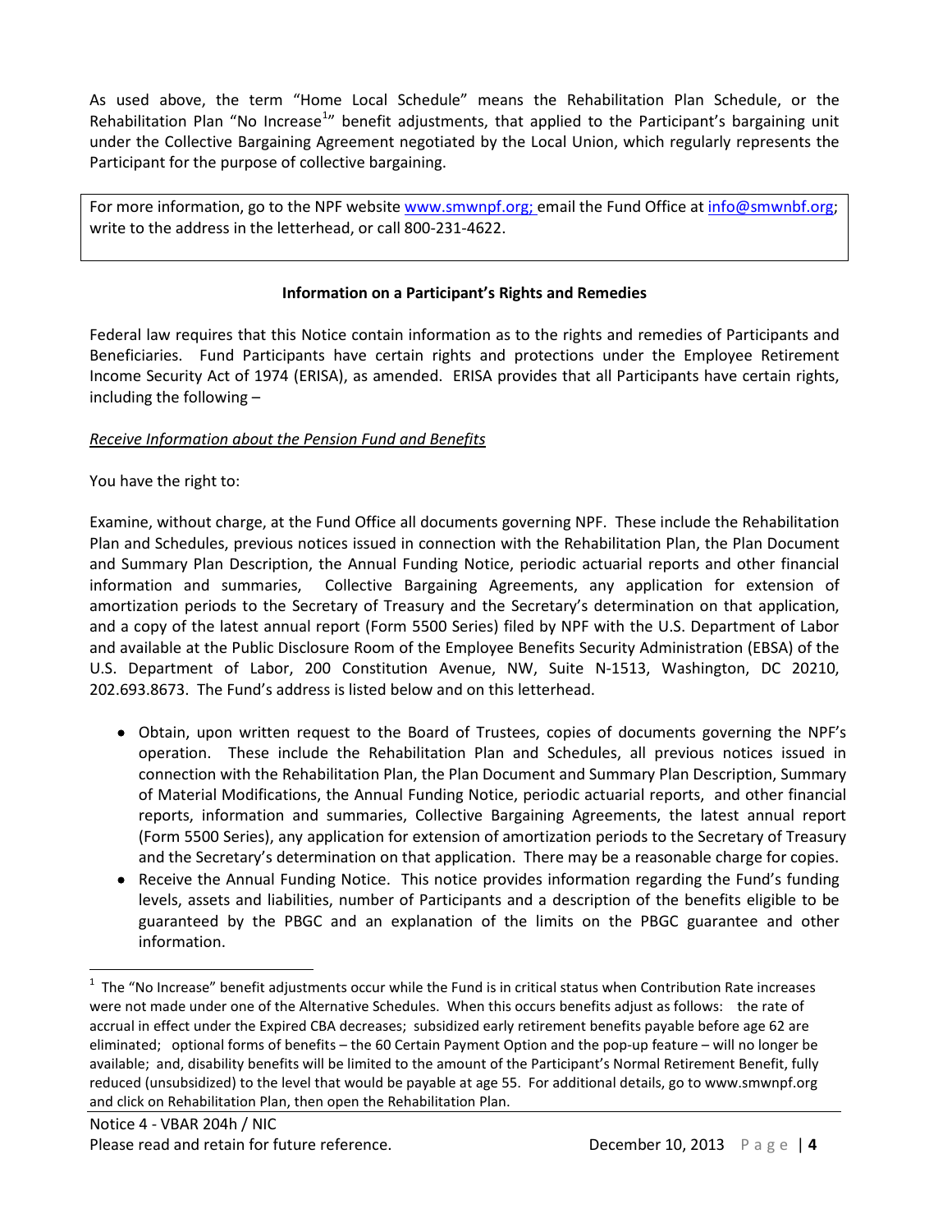As used above, the term "Home Local Schedule" means the Rehabilitation Plan Schedule, or the Rehabilitation Plan "No Increase[1]" benefit adjustments, that applied to the Participant's bargaining unit under the Collective Bargaining Agreement negotiated by the Local Union, which regularly represents the Participant for the purpose of collective bargaining.

For more information, go to the NPF website www.smwnpf.org; email the Fund Office at info@smwnbf.org; write to the address in the letterhead, or call 800-231-4622.

**Information on a Participant's Rights and Remedies**

Federal law requires that this Notice contain information as to the rights and remedies of Participants and Beneficiaries. Fund Participants have certain rights and protections under the Employee Retirement Income Security Act of 1974 (ERISA), as amended. ERISA provides that all Participants have certain rights, including the following –

*Receive Information about the Pension Fund and Benefits*

You have the right to:

Examine, without charge, at the Fund Office all documents governing NPF. These include the Rehabilitation Plan and Schedules, previous notices issued in connection with the Rehabilitation Plan, the Plan Document and Summary Plan Description, the Annual Funding Notice, periodic actuarial reports and other financial information and summaries, Collective Bargaining Agreements, any application for extension of amortization periods to the Secretary of Treasury and the Secretary's determination on that application, and a copy of the latest annual report (Form 5500 Series) filed by NPF with the U.S. Department of Labor and available at the Public Disclosure Room of the Employee Benefits Security Administration (EBSA) of the U.S. Department of Labor, 200 Constitution Avenue, NW, Suite N-1513, Washington, DC 20210, 202.693.8673. The Fund's address is listed below and on this letterhead.

- Obtain, upon written request to the Board of Trustees, copies of documents governing the NPF's operation. These include the Rehabilitation Plan and Schedules, all previous notices issued in connection with the Rehabilitation Plan, the Plan Document and Summary Plan Description, Summary of Material Modifications, the Annual Funding Notice, periodic actuarial reports, and other financial reports, information and summaries, Collective Bargaining Agreements, the latest annual report (Form 5500 Series), any application for extension of amortization periods to the Secretary of Treasury and the Secretary's determination on that application. There may be a reasonable charge for copies.
- Receive the Annual Funding Notice. This notice provides information regarding the Fund's funding levels, assets and liabilities, number of Participants and a description of the benefits eligible to be guaranteed by the PBGC and an explanation of the limits on the PBGC guarantee and other information.

[1] The "No Increase" benefit adjustments occur while the Fund is in critical status when Contribution Rate increases were not made under one of the Alternative Schedules. When this occurs benefits adjust as follows: the rate of accrual in effect under the Expired CBA decreases; subsidized early retirement benefits payable before age 62 are eliminated; optional forms of benefits – the 60 Certain Payment Option and the pop-up feature – will no longer be available; and, disability benefits will be limited to the amount of the Participant's Normal Retirement Benefit, fully reduced (unsubsidized) to the level that would be payable at age 55. For additional details, go to www.smwnpf.org and click on Rehabilitation Plan, then open the Rehabilitation Plan.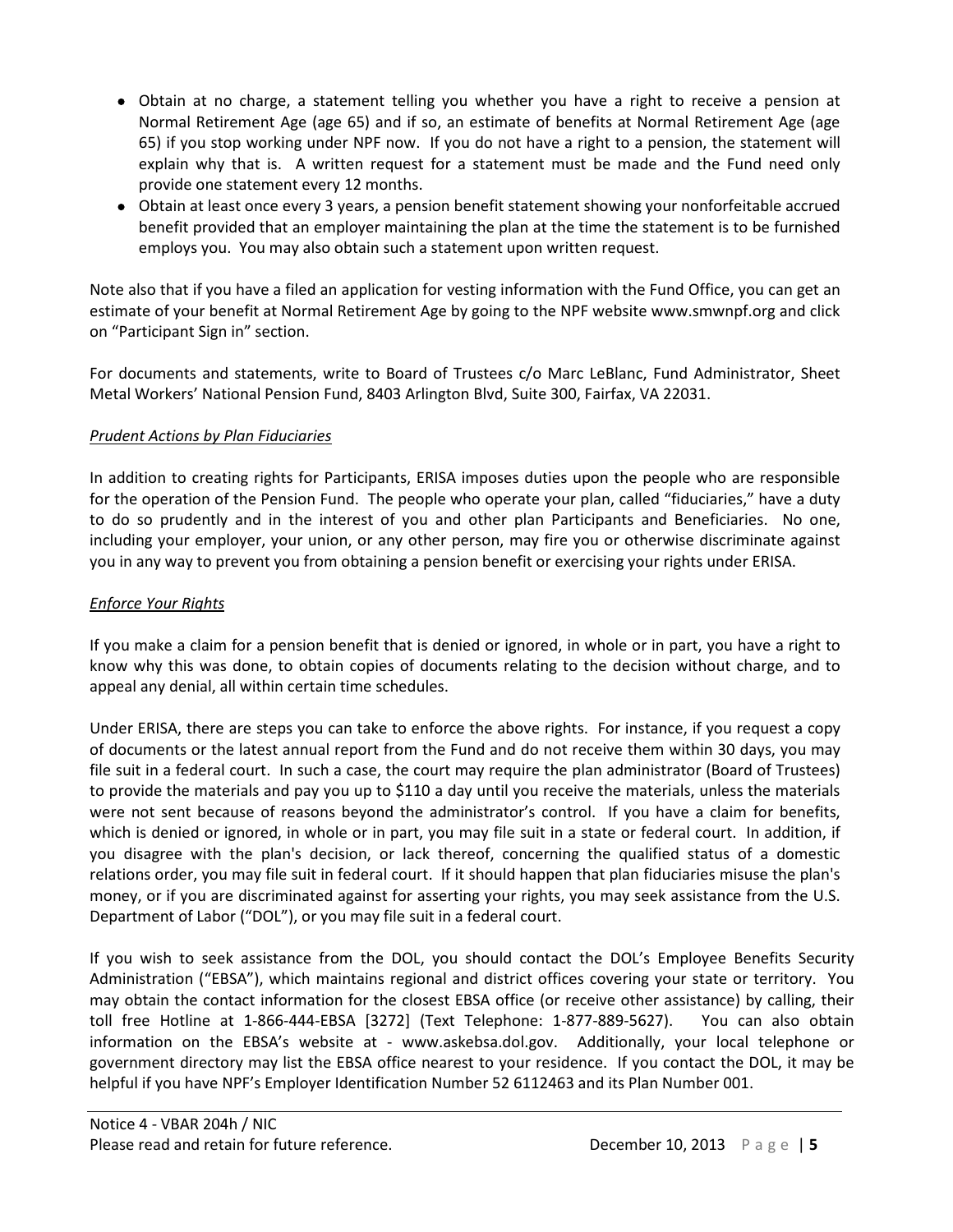- Obtain at no charge, a statement telling you whether you have a right to receive a pension at Normal Retirement Age (age 65) and if so, an estimate of benefits at Normal Retirement Age (age 65) if you stop working under NPF now. If you do not have a right to a pension, the statement will explain why that is. A written request for a statement must be made and the Fund need only provide one statement every 12 months.
- Obtain at least once every 3 years, a pension benefit statement showing your nonforfeitable accrued benefit provided that an employer maintaining the plan at the time the statement is to be furnished employs you. You may also obtain such a statement upon written request.

Note also that if you have a filed an application for vesting information with the Fund Office, you can get an estimate of your benefit at Normal Retirement Age by going to the NPF website www.smwnpf.org and click on "Participant Sign in" section.

For documents and statements, write to Board of Trustees c/o Marc LeBlanc, Fund Administrator, Sheet Metal Workers' National Pension Fund, 8403 Arlington Blvd, Suite 300, Fairfax, VA 22031.

*Prudent Actions by Plan Fiduciaries*

In addition to creating rights for Participants, ERISA imposes duties upon the people who are responsible for the operation of the Pension Fund. The people who operate your plan, called "fiduciaries," have a duty to do so prudently and in the interest of you and other plan Participants and Beneficiaries. No one, including your employer, your union, or any other person, may fire you or otherwise discriminate against you in any way to prevent you from obtaining a pension benefit or exercising your rights under ERISA.

*Enforce Your Rights*

If you make a claim for a pension benefit that is denied or ignored, in whole or in part, you have a right to know why this was done, to obtain copies of documents relating to the decision without charge, and to appeal any denial, all within certain time schedules.

Under ERISA, there are steps you can take to enforce the above rights. For instance, if you request a copy of documents or the latest annual report from the Fund and do not receive them within 30 days, you may file suit in a federal court. In such a case, the court may require the plan administrator (Board of Trustees) to provide the materials and pay you up to $110 a day until you receive the materials, unless the materials were not sent because of reasons beyond the administrator's control. If you have a claim for benefits, which is denied or ignored, in whole or in part, you may file suit in a state or federal court. In addition, if you disagree with the plan's decision, or lack thereof, concerning the qualified status of a domestic relations order, you may file suit in federal court. If it should happen that plan fiduciaries misuse the plan's money, or if you are discriminated against for asserting your rights, you may seek assistance from the U.S. Department of Labor ("DOL"), or you may file suit in a federal court.

If you wish to seek assistance from the DOL, you should contact the DOL's Employee Benefits Security Administration ("EBSA"), which maintains regional and district offices covering your state or territory. You may obtain the contact information for the closest EBSA office (or receive other assistance) by calling, their toll free Hotline at 1-866-444-EBSA [3272] (Text Telephone: 1-877-889-5627). You can also obtain information on the EBSA's website at - www.askebsa.dol.gov. Additionally, your local telephone or government directory may list the EBSA office nearest to your residence. If you contact the DOL, it may be helpful if you have NPF's Employer Identification Number 52 6112463 and its Plan Number 001.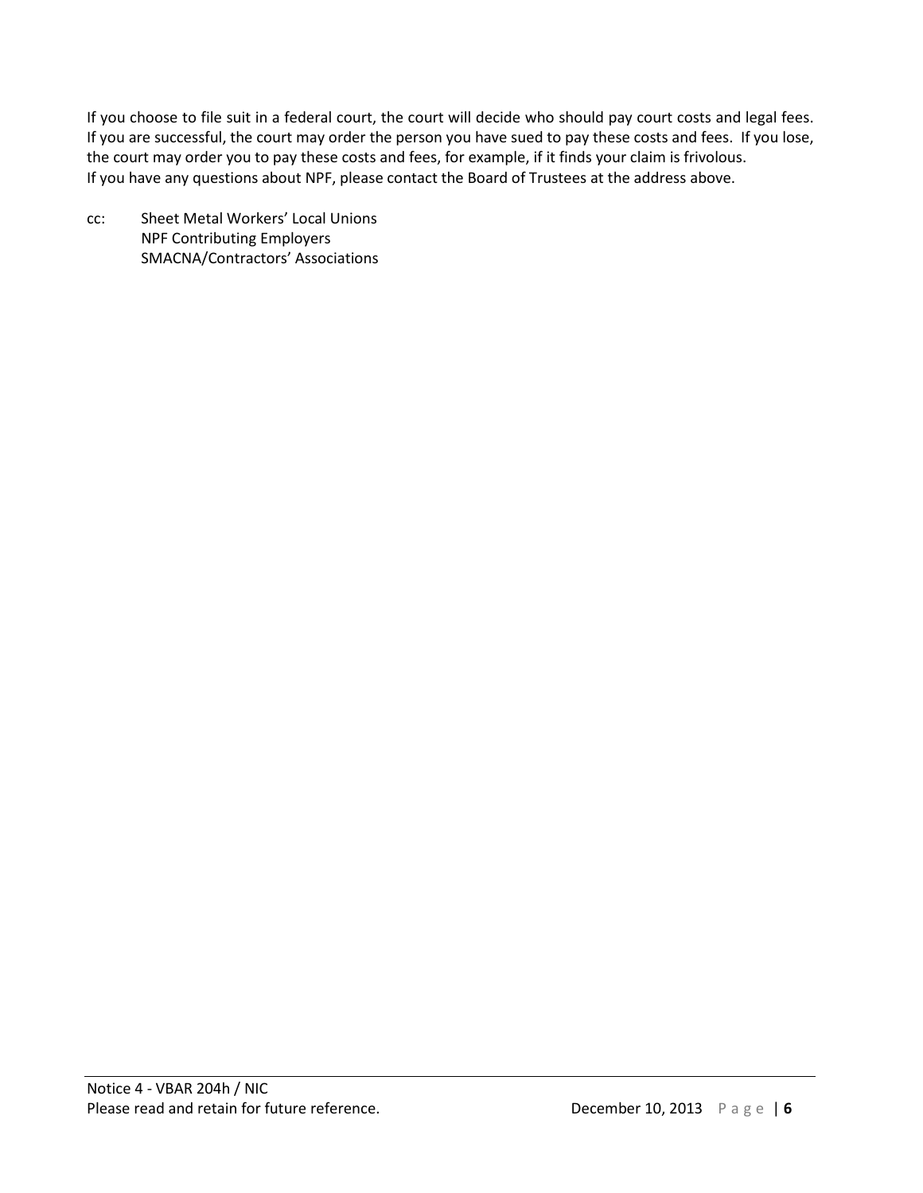If you choose to file suit in a federal court, the court will decide who should pay court costs and legal fees. If you are successful, the court may order the person you have sued to pay these costs and fees. If you lose, the court may order you to pay these costs and fees, for example, if it finds your claim is frivolous.
If you have any questions about NPF, please contact the Board of Trustees at the address above.

cc: Sheet Metal Workers' Local Unions
NPF Contributing Employers
SMACNA/Contractors' Associations